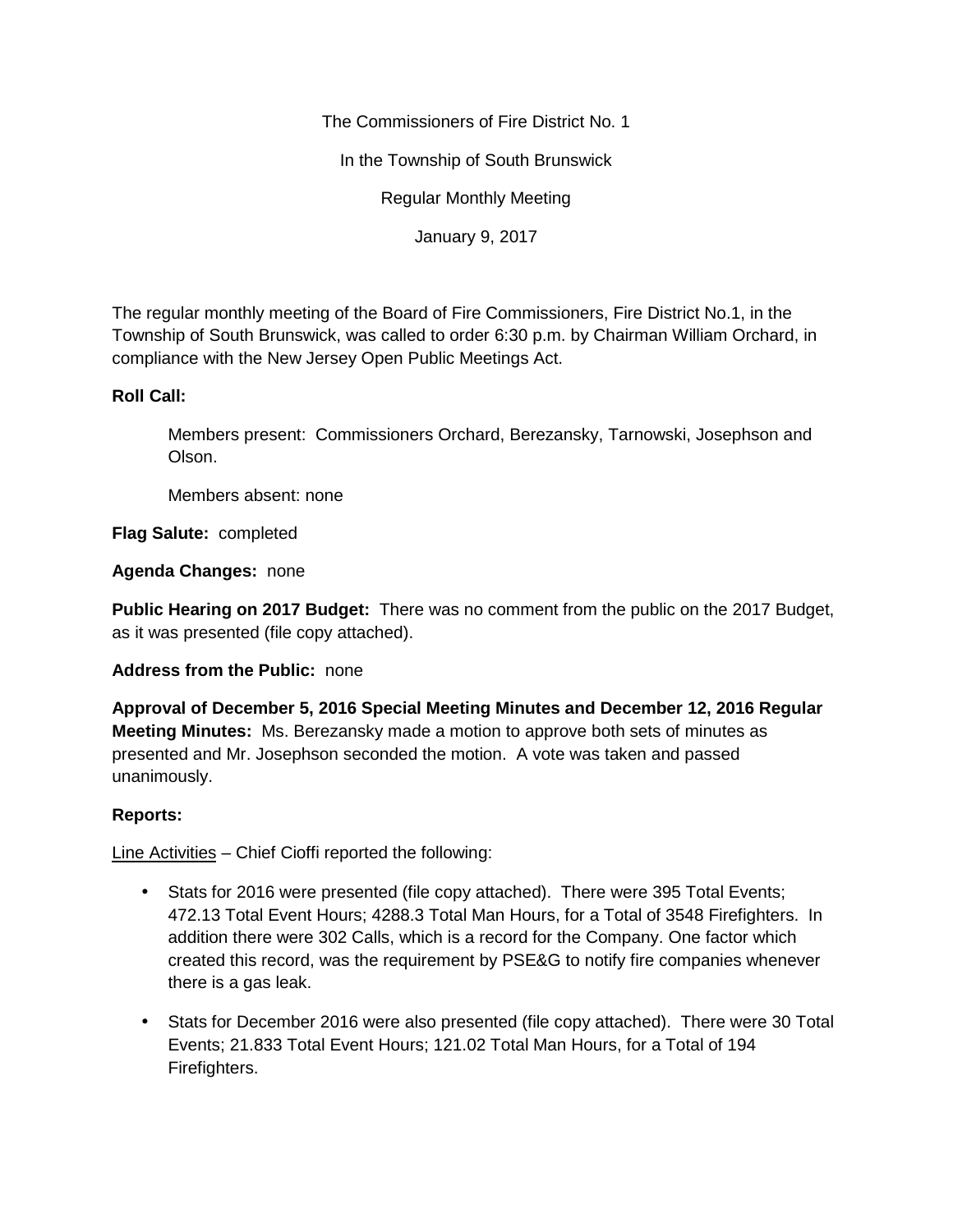The Commissioners of Fire District No. 1

In the Township of South Brunswick

Regular Monthly Meeting

January 9, 2017

The regular monthly meeting of the Board of Fire Commissioners, Fire District No.1, in the Township of South Brunswick, was called to order 6:30 p.m. by Chairman William Orchard, in compliance with the New Jersey Open Public Meetings Act.

**Roll Call:**

Members present: Commissioners Orchard, Berezansky, Tarnowski, Josephson and Olson.

Members absent: none

**Flag Salute:** completed

**Agenda Changes:** none

**Public Hearing on 2017 Budget:** There was no comment from the public on the 2017 Budget, as it was presented (file copy attached).

**Address from the Public:** none

**Approval of December 5, 2016 Special Meeting Minutes and December 12, 2016 Regular Meeting Minutes:** Ms. Berezansky made a motion to approve both sets of minutes as presented and Mr. Josephson seconded the motion. A vote was taken and passed unanimously.

**Reports:**

Line Activities – Chief Cioffi reported the following:

- Stats for 2016 were presented (file copy attached). There were 395 Total Events; 472.13 Total Event Hours; 4288.3 Total Man Hours, for a Total of 3548 Firefighters. In addition there were 302 Calls, which is a record for the Company. One factor which created this record, was the requirement by PSE&G to notify fire companies whenever there is a gas leak.

- Stats for December 2016 were also presented (file copy attached). There were 30 Total Events; 21.833 Total Event Hours; 121.02 Total Man Hours, for a Total of 194 Firefighters.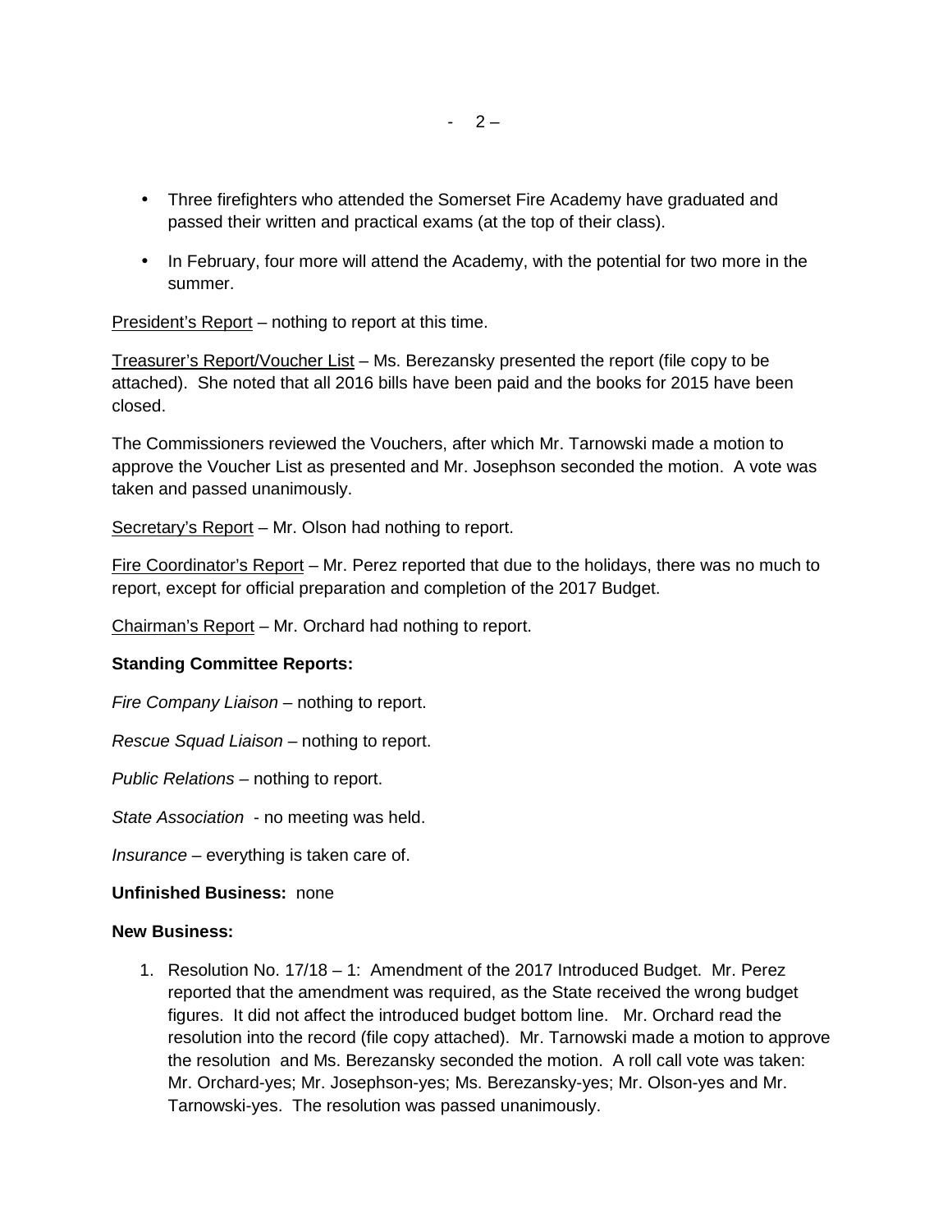- Three firefighters who attended the Somerset Fire Academy have graduated and passed their written and practical exams (at the top of their class).
- In February, four more will attend the Academy, with the potential for two more in the summer.

<u>President's Report</u> – nothing to report at this time.

<u>Treasurer's Report/Voucher List</u> – Ms. Berezansky presented the report (file copy to be attached). She noted that all 2016 bills have been paid and the books for 2015 have been closed.

The Commissioners reviewed the Vouchers, after which Mr. Tarnowski made a motion to approve the Voucher List as presented and Mr. Josephson seconded the motion. A vote was taken and passed unanimously.

<u>Secretary's Report</u> – Mr. Olson had nothing to report.

<u>Fire Coordinator's Report</u> – Mr. Perez reported that due to the holidays, there was no much to report, except for official preparation and completion of the 2017 Budget.

<u>Chairman's Report</u> – Mr. Orchard had nothing to report.

**Standing Committee Reports:**

*Fire Company Liaison* – nothing to report.

*Rescue Squad Liaison* – nothing to report.

*Public Relations* – nothing to report.

*State Association* - no meeting was held.

*Insurance* – everything is taken care of.

**Unfinished Business:** none

**New Business:**

1. Resolution No. 17/18 – 1: Amendment of the 2017 Introduced Budget. Mr. Perez reported that the amendment was required, as the State received the wrong budget figures. It did not affect the introduced budget bottom line. Mr. Orchard read the resolution into the record (file copy attached). Mr. Tarnowski made a motion to approve the resolution and Ms. Berezansky seconded the motion. A roll call vote was taken: Mr. Orchard-yes; Mr. Josephson-yes; Ms. Berezansky-yes; Mr. Olson-yes and Mr. Tarnowski-yes. The resolution was passed unanimously.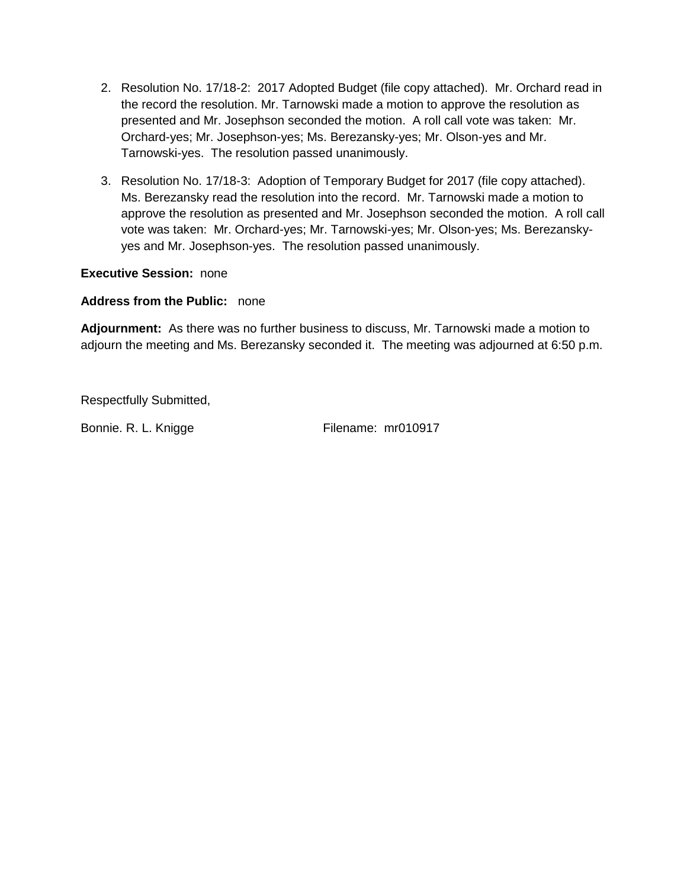2. Resolution No. 17/18-2: 2017 Adopted Budget (file copy attached). Mr. Orchard read in the record the resolution. Mr. Tarnowski made a motion to approve the resolution as presented and Mr. Josephson seconded the motion. A roll call vote was taken: Mr. Orchard-yes; Mr. Josephson-yes; Ms. Berezansky-yes; Mr. Olson-yes and Mr. Tarnowski-yes. The resolution passed unanimously.

3. Resolution No. 17/18-3: Adoption of Temporary Budget for 2017 (file copy attached). Ms. Berezansky read the resolution into the record. Mr. Tarnowski made a motion to approve the resolution as presented and Mr. Josephson seconded the motion. A roll call vote was taken: Mr. Orchard-yes; Mr. Tarnowski-yes; Mr. Olson-yes; Ms. Berezansky-yes and Mr. Josephson-yes. The resolution passed unanimously.

**Executive Session:** none

**Address from the Public:** none

**Adjournment:** As there was no further business to discuss, Mr. Tarnowski made a motion to adjourn the meeting and Ms. Berezansky seconded it. The meeting was adjourned at 6:50 p.m.

Respectfully Submitted,

Bonnie. R. L. Knigge                    Filename: mr010917